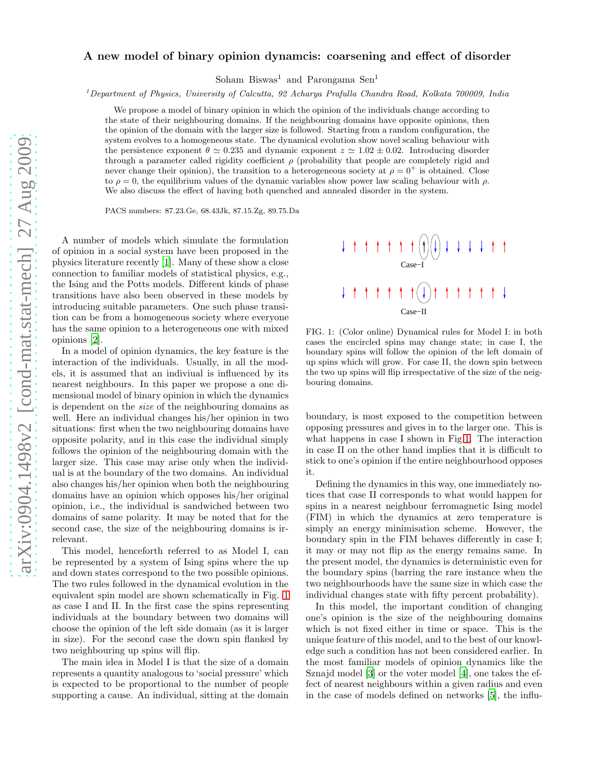# A new model of binary opinion dynamcis: coarsening and effect of disorder

Soham Biswas[1] and Parongama Sen[1]

[1]Department of Physics, University of Calcutta, 92 Acharya Prafulla Chandra Road, Kolkata 700009, India

We propose a model of binary opinion in which the opinion of the individuals change according to the state of their neighbouring domains. If the neighbouring domains have opposite opinions, then the opinion of the domain with the larger size is followed. Starting from a random configuration, the system evolves to a homogeneous state. The dynamical evolution show novel scaling behaviour with the persistence exponent $\theta \simeq 0.235$ and dynamic exponent $z \simeq 1.02 \pm 0.02$. Introducing disorder through a parameter called rigidity coefficient $\rho$ (probability that people are completely rigid and never change their opinion), the transition to a heterogeneous society at $\rho = 0^+$ is obtained. Close to $\rho = 0$, the equilibrium values of the dynamic variables show power law scaling behaviour with $\rho$. We also discuss the effect of having both quenched and annealed disorder in the system.

PACS numbers: 87.23.Ge, 68.43Jk, 87.15.Zg, 89.75.Da

A number of models which simulate the formulation of opinion in a social system have been proposed in the physics literature recently [1]. Many of these show a close connection to familiar models of statistical physics, e.g., the Ising and the Potts models. Different kinds of phase transitions have also been observed in these models by introducing suitable parameters. One such phase transition can be from a homogeneous society where everyone has the same opinion to a heterogeneous one with mixed opinions [2].

In a model of opinion dynamics, the key feature is the interaction of the individuals. Usually, in all the models, it is assumed that an indiviual is influenced by its nearest neighbours. In this paper we propose a one dimensional model of binary opinion in which the dynamics is dependent on the *size* of the neighbouring domains as well. Here an individual changes his/her opinion in two situations: first when the two neighbouring domains have opposite polarity, and in this case the individual simply follows the opinion of the neighbouring domain with the larger size. This case may arise only when the individual is at the boundary of the two domains. An individual also changes his/her opinion when both the neighbouring domains have an opinion which opposes his/her original opinion, i.e., the individual is sandwiched between two domains of same polarity. It may be noted that for the second case, the size of the neighbouring domains is irrelevant.

This model, henceforth referred to as Model I, can be represented by a system of Ising spins where the up and down states correspond to the two possible opinions. The two rules followed in the dynamical evolution in the equivalent spin model are shown schematically in Fig. 1 as case I and II. In the first case the spins representing individuals at the boundary between two domains will choose the opinion of the left side domain (as it is larger in size). For the second case the down spin flanked by two neighbouring up spins will flip.

The main idea in Model I is that the size of a domain represents a quantity analogous to 'social pressure' which is expected to be proportional to the number of people supporting a cause. An individual, sitting at the domain boundary, is most exposed to the competition between opposing pressures and gives in to the larger one. This is what happens in case I shown in Fig.1. The interaction in case II on the other hand implies that it is difficult to stick to one's opinion if the entire neighbourhood opposes it.

Case−I

Case−II

FIG. 1: (Color online) Dynamical rules for Model I: in both cases the encircled spins may change state; in case I, the boundary spins will follow the opinion of the left domain of up spins which will grow. For case II, the down spin between the two up spins will flip irrespective of the size of the neigbouring domains.

Defining the dynamics in this way, one immediately notices that case II corresponds to what would happen for spins in a nearest neighbour ferromagnetic Ising model (FIM) in which the dynamics at zero temperature is simply an energy minimisation scheme. However, the boundary spin in the FIM behaves differently in case I; it may or may not flip as the energy remains same. In the present model, the dynamics is deterministic even for the boundary spins (barring the rare instance when the two neighbourhoods have the same size in which case the individual changes state with fifty percent probability).

In this model, the important condition of changing one's opinion is the size of the neighbouring domains which is not fixed either in time or space. This is the unique feature of this model, and to the best of our knowledge such a condition has not been considered earlier. In the most familiar models of opinion dynamics like the Sznajd model [3] or the voter model [4], one takes the effect of nearest neighbours within a given radius and even in the case of models defined on networks [5], the influ-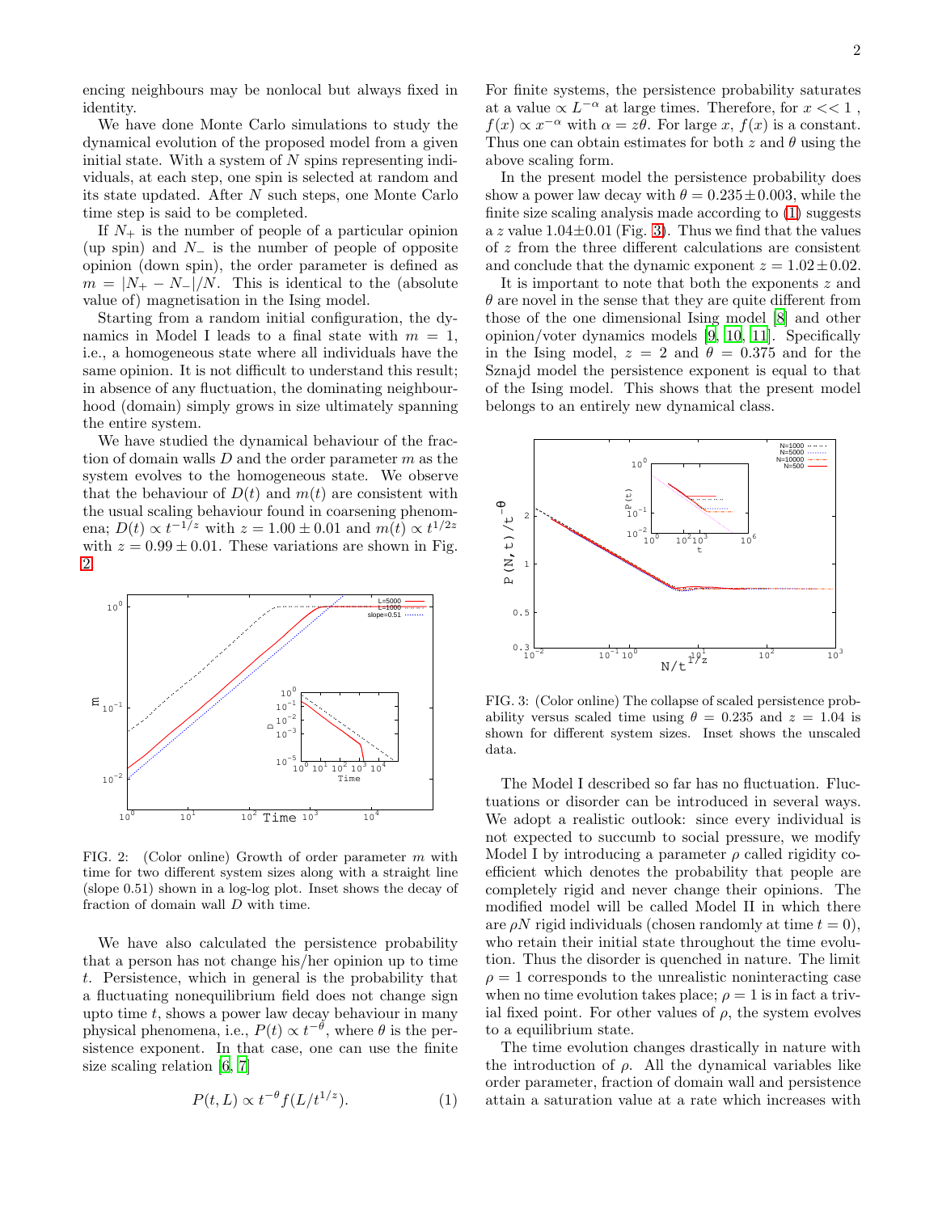encing neighbours may be nonlocal but always fixed in identity.

We have done Monte Carlo simulations to study the dynamical evolution of the proposed model from a given initial state. With a system of $N$ spins representing individuals, at each step, one spin is selected at random and its state updated. After $N$ such steps, one Monte Carlo time step is said to be completed.

If $N_+$ is the number of people of a particular opinion (up spin) and $N_-$ is the number of people of opposite opinion (down spin), the order parameter is defined as $m = |N_+ - N_-|/N$. This is identical to the (absolute value of) magnetisation in the Ising model.

Starting from a random initial configuration, the dynamics in Model I leads to a final state with $m = 1$, i.e., a homogeneous state where all individuals have the same opinion. It is not difficult to understand this result; in absence of any fluctuation, the dominating neighbourhood (domain) simply grows in size ultimately spanning the entire system.

We have studied the dynamical behaviour of the fraction of domain walls $D$ and the order parameter $m$ as the system evolves to the homogeneous state. We observe that the behaviour of $D(t)$ and $m(t)$ are consistent with the usual scaling behaviour found in coarsening phenomena; $D(t) \propto t^{-1/z}$ with $z = 1.00 \pm 0.01$ and $m(t) \propto t^{1/2z}$ with $z = 0.99 \pm 0.01$. These variations are shown in Fig. 2.

FIG. 2: (Color online) Growth of order parameter $m$ with time for two different system sizes along with a straight line (slope 0.51) shown in a log-log plot. Inset shows the decay of fraction of domain wall $D$ with time.

We have also calculated the persistence probability that a person has not change his/her opinion up to time $t$. Persistence, which in general is the probability that a fluctuating nonequilibrium field does not change sign upto time $t$, shows a power law decay behaviour in many physical phenomena, i.e., $P(t) \propto t^{-\theta}$, where $\theta$ is the persistence exponent. In that case, one can use the finite size scaling relation [6, 7]

$$P(t, L) \propto t^{-\theta} f(L/t^{1/z}). \tag{1}$$

For finite systems, the persistence probability saturates at a value $\propto L^{-\alpha}$ at large times. Therefore, for $x << 1$, $f(x) \propto x^{-\alpha}$ with $\alpha = z\theta$. For large $x$, $f(x)$ is a constant. Thus one can obtain estimates for both $z$ and $\theta$ using the above scaling form.

In the present model the persistence probability does show a power law decay with $\theta = 0.235 \pm 0.003$, while the finite size scaling analysis made according to (1) suggests a $z$ value $1.04 \pm 0.01$ (Fig. 3). Thus we find that the values of $z$ from the three different calculations are consistent and conclude that the dynamic exponent $z = 1.02 \pm 0.02$.

It is important to note that both the exponents $z$ and $\theta$ are novel in the sense that they are quite different from those of the one dimensional Ising model [8] and other opinion/voter dynamics models [9, 10, 11]. Specifically in the Ising model, $z = 2$ and $\theta = 0.375$ and for the Sznajd model the persistence exponent is equal to that of the Ising model. This shows that the present model belongs to an entirely new dynamical class.

FIG. 3: (Color online) The collapse of scaled persistence probability versus scaled time using $\theta = 0.235$ and $z = 1.04$ is shown for different system sizes. Inset shows the unscaled data.

The Model I described so far has no fluctuation. Fluctuations or disorder can be introduced in several ways. We adopt a realistic outlook: since every individual is not expected to succumb to social pressure, we modify Model I by introducing a parameter $\rho$ called rigidity coefficient which denotes the probability that people are completely rigid and never change their opinions. The modified model will be called Model II in which there are $\rho N$ rigid individuals (chosen randomly at time $t = 0$), who retain their initial state throughout the time evolution. Thus the disorder is quenched in nature. The limit $\rho = 1$ corresponds to the unrealistic noninteracting case when no time evolution takes place; $\rho = 1$ is in fact a trivial fixed point. For other values of $\rho$, the system evolves to a equilibrium state.

The time evolution changes drastically in nature with the introduction of $\rho$. All the dynamical variables like order parameter, fraction of domain wall and persistence attain a saturation value at a rate which increases with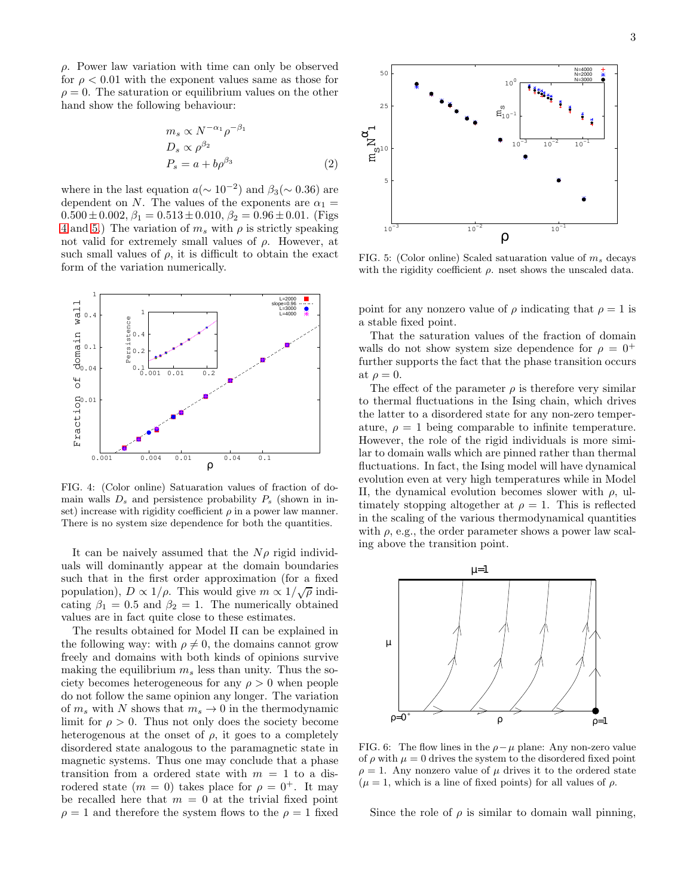$\rho$. Power law variation with time can only be observed for $\rho < 0.01$ with the exponent values same as those for $\rho = 0$. The saturation or equilibrium values on the other hand show the following behaviour:

$$
\begin{aligned}
m_s &\propto N^{-\alpha_1}\rho^{-\beta_1} \\
D_s &\propto \rho^{\beta_2} \\
P_s &= a + b\rho^{\beta_3}
\end{aligned}
\qquad (2)
$$

where in the last equation $a(\sim 10^{-2})$ and $\beta_3(\sim 0.36)$ are dependent on $N$. The values of the exponents are $\alpha_1 = 0.500 \pm 0.002$, $\beta_1 = 0.513 \pm 0.010$, $\beta_2 = 0.96 \pm 0.01$. (Figs 4 and 5.) The variation of $m_s$ with $\rho$ is strictly speaking not valid for extremely small values of $\rho$. However, at such small values of $\rho$, it is difficult to obtain the exact form of the variation numerically.

FIG. 4: (Color online) Satuaration values of fraction of domain walls $D_s$ and persistence probability $P_s$ (shown in inset) increase with rigidity coefficient $\rho$ in a power law manner. There is no system size dependence for both the quantities.

It can be naively assumed that the $N\rho$ rigid individuals will dominantly appear at the domain boundaries such that in the first order approximation (for a fixed population), $D \propto 1/\rho$. This would give $m \propto 1/\sqrt{\rho}$ indicating $\beta_1 = 0.5$ and $\beta_2 = 1$. The numerically obtained values are in fact quite close to these estimates.

The results obtained for Model II can be explained in the following way: with $\rho \neq 0$, the domains cannot grow freely and domains with both kinds of opinions survive making the equilibrium $m_s$ less than unity. Thus the society becomes heterogeneous for any $\rho > 0$ when people do not follow the same opinion any longer. The variation of $m_s$ with $N$ shows that $m_s \to 0$ in the thermodynamic limit for $\rho > 0$. Thus not only does the society become heterogenous at the onset of $\rho$, it goes to a completely disordered state analogous to the paramagnetic state in magnetic systems. Thus one may conclude that a phase transition from a ordered state with $m = 1$ to a disrodered state ($m = 0$) takes place for $\rho = 0^+$. It may be recalled here that $m = 0$ at the trivial fixed point $\rho = 1$ and therefore the system flows to the $\rho = 1$ fixed point for any nonzero value of $\rho$ indicating that $\rho = 1$ is a stable fixed point.

FIG. 5: (Color online) Scaled satuaration value of $m_s$ decays with the rigidity coefficient $\rho$. nset shows the unscaled data.

That the saturation values of the fraction of domain walls do not show system size dependence for $\rho = 0^+$ further supports the fact that the phase transition occurs at $\rho = 0$.

The effect of the parameter $\rho$ is therefore very similar to thermal fluctuations in the Ising chain, which drives the latter to a disordered state for any non-zero temperature, $\rho = 1$ being comparable to infinite temperature. However, the role of the rigid individuals is more similar to domain walls which are pinned rather than thermal fluctuations. In fact, the Ising model will have dynamical evolution even at very high temperatures while in Model II, the dynamical evolution becomes slower with $\rho$, ultimately stopping altogether at $\rho = 1$. This is reflected in the scaling of the various thermodynamical quantities with $\rho$, e.g., the order parameter shows a power law scaling above the transition point.

FIG. 6: The flow lines in the $\rho - \mu$ plane: Any non-zero value of $\rho$ with $\mu = 0$ drives the system to the disordered fixed point $\rho = 1$. Any nonzero value of $\mu$ drives it to the ordered state ($\mu = 1$, which is a line of fixed points) for all values of $\rho$.

Since the role of $\rho$ is similar to domain wall pinning,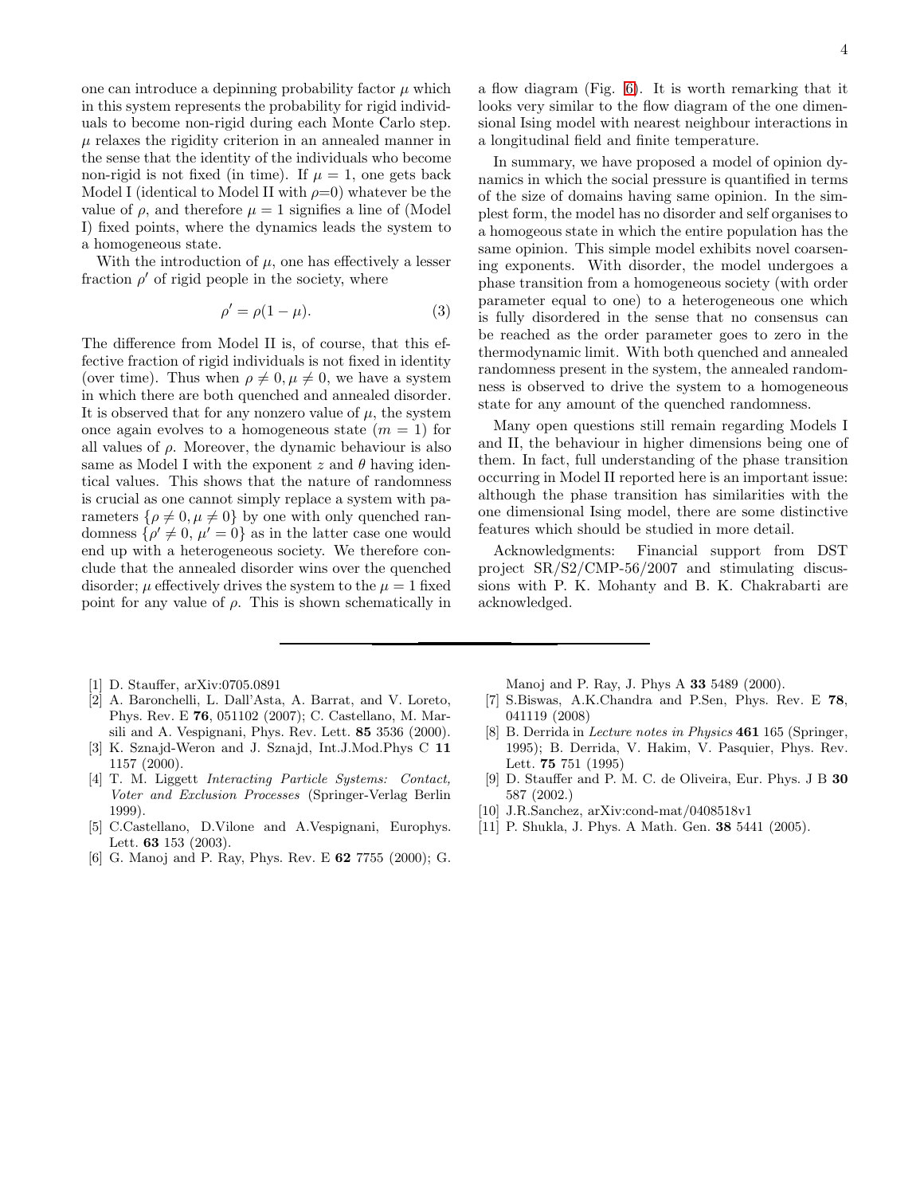one can introduce a depinning probability factor $\mu$ which in this system represents the probability for rigid individuals to become non-rigid during each Monte Carlo step. $\mu$ relaxes the rigidity criterion in an annealed manner in the sense that the identity of the individuals who become non-rigid is not fixed (in time). If $\mu = 1$, one gets back Model I (identical to Model II with $\rho$=0) whatever be the value of $\rho$, and therefore $\mu = 1$ signifies a line of (Model I) fixed points, where the dynamics leads the system to a homogeneous state.

With the introduction of $\mu$, one has effectively a lesser fraction $\rho'$ of rigid people in the society, where

$$\rho' = \rho(1 - \mu). \tag{3}$$

The difference from Model II is, of course, that this effective fraction of rigid individuals is not fixed in identity (over time). Thus when $\rho \neq 0, \mu \neq 0$, we have a system in which there are both quenched and annealed disorder. It is observed that for any nonzero value of $\mu$, the system once again evolves to a homogeneous state ($m = 1$) for all values of $\rho$. Moreover, the dynamic behaviour is also same as Model I with the exponent $z$ and $\theta$ having identical values. This shows that the nature of randomness is crucial as one cannot simply replace a system with parameters $\{\rho \neq 0, \mu \neq 0\}$ by one with only quenched randomness $\{\rho' \neq 0, \mu' = 0\}$ as in the latter case one would end up with a heterogeneous society. We therefore conclude that the annealed disorder wins over the quenched disorder; $\mu$ effectively drives the system to the $\mu = 1$ fixed point for any value of $\rho$. This is shown schematically in a flow diagram (Fig. 6). It is worth remarking that it looks very similar to the flow diagram of the one dimensional Ising model with nearest neighbour interactions in a longitudinal field and finite temperature.

In summary, we have proposed a model of opinion dynamics in which the social pressure is quantified in terms of the size of domains having same opinion. In the simplest form, the model has no disorder and self organises to a homogeous state in which the entire population has the same opinion. This simple model exhibits novel coarsening exponents. With disorder, the model undergoes a phase transition from a homogeneous society (with order parameter equal to one) to a heterogeneous one which is fully disordered in the sense that no consensus can be reached as the order parameter goes to zero in the thermodynamic limit. With both quenched and annealed randomness present in the system, the annealed randomness is observed to drive the system to a homogeneous state for any amount of the quenched randomness.

Many open questions still remain regarding Models I and II, the behaviour in higher dimensions being one of them. In fact, full understanding of the phase transition occurring in Model II reported here is an important issue: although the phase transition has similarities with the one dimensional Ising model, there are some distinctive features which should be studied in more detail.

Acknowledgments: Financial support from DST project SR/S2/CMP-56/2007 and stimulating discussions with P. K. Mohanty and B. K. Chakrabarti are acknowledged.

---

[1] D. Stauffer, arXiv:0705.0891

[2] A. Baronchelli, L. Dall'Asta, A. Barrat, and V. Loreto, Phys. Rev. E **76**, 051102 (2007); C. Castellano, M. Marsili and A. Vespignani, Phys. Rev. Lett. **85** 3536 (2000).

[3] K. Sznajd-Weron and J. Sznajd, Int.J.Mod.Phys C **11** 1157 (2000).

[4] T. M. Liggett *Interacting Particle Systems: Contact, Voter and Exclusion Processes* (Springer-Verlag Berlin 1999).

[5] C.Castellano, D.Vilone and A.Vespignani, Europhys. Lett. **63** 153 (2003).

[6] G. Manoj and P. Ray, Phys. Rev. E **62** 7755 (2000); G. Manoj and P. Ray, J. Phys A **33** 5489 (2000).

[7] S.Biswas, A.K.Chandra and P.Sen, Phys. Rev. E **78**, 041119 (2008)

[8] B. Derrida in *Lecture notes in Physics* **461** 165 (Springer, 1995); B. Derrida, V. Hakim, V. Pasquier, Phys. Rev. Lett. **75** 751 (1995)

[9] D. Stauffer and P. M. C. de Oliveira, Eur. Phys. J B **30** 587 (2002.)

[10] J.R.Sanchez, arXiv:cond-mat/0408518v1

[11] P. Shukla, J. Phys. A Math. Gen. **38** 5441 (2005).